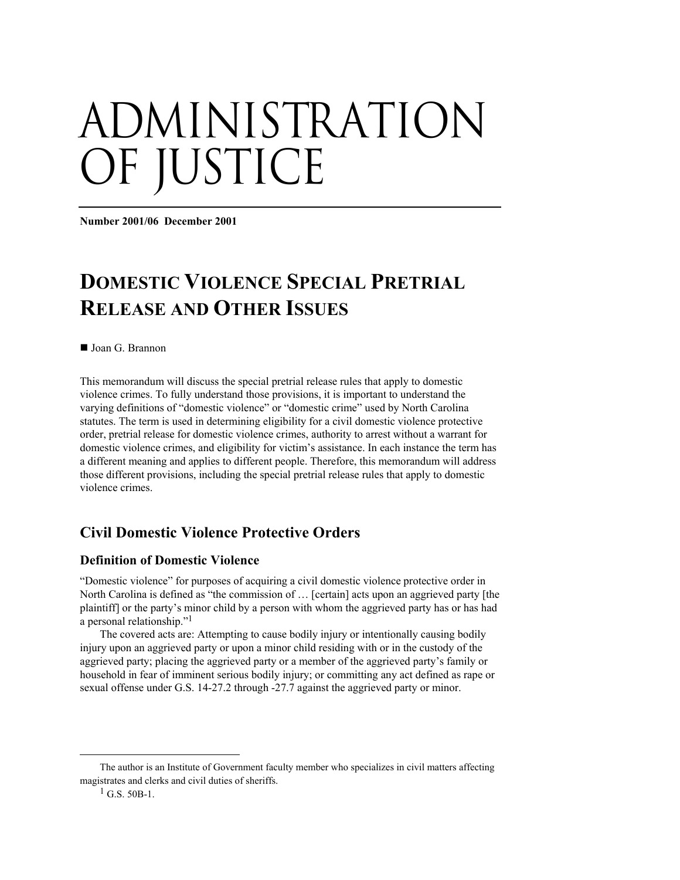# ADMINISTRATION OF JUSTICE

**Number 2001/06 December 2001**

## DOMESTIC VIOLENCE SPECIAL PRETRIAL RELEASE AND OTHER ISSUES

■ Joan G. Brannon

This memorandum will discuss the special pretrial release rules that apply to domestic violence crimes. To fully understand those provisions, it is important to understand the varying definitions of "domestic violence" or "domestic crime" used by North Carolina statutes. The term is used in determining eligibility for a civil domestic violence protective order, pretrial release for domestic violence crimes, authority to arrest without a warrant for domestic violence crimes, and eligibility for victim's assistance. In each instance the term has a different meaning and applies to different people. Therefore, this memorandum will address those different provisions, including the special pretrial release rules that apply to domestic violence crimes.

## Civil Domestic Violence Protective Orders

### Definition of Domestic Violence

"Domestic violence" for purposes of acquiring a civil domestic violence protective order in North Carolina is defined as "the commission of … [certain] acts upon an aggrieved party [the plaintiff] or the party's minor child by a person with whom the aggrieved party has or has had a personal relationship."[1]

The covered acts are: Attempting to cause bodily injury or intentionally causing bodily injury upon an aggrieved party or upon a minor child residing with or in the custody of the aggrieved party; placing the aggrieved party or a member of the aggrieved party's family or household in fear of imminent serious bodily injury; or committing any act defined as rape or sexual offense under G.S. 14-27.2 through -27.7 against the aggrieved party or minor.

---

The author is an Institute of Government faculty member who specializes in civil matters affecting magistrates and clerks and civil duties of sheriffs.

[1] G.S. 50B-1.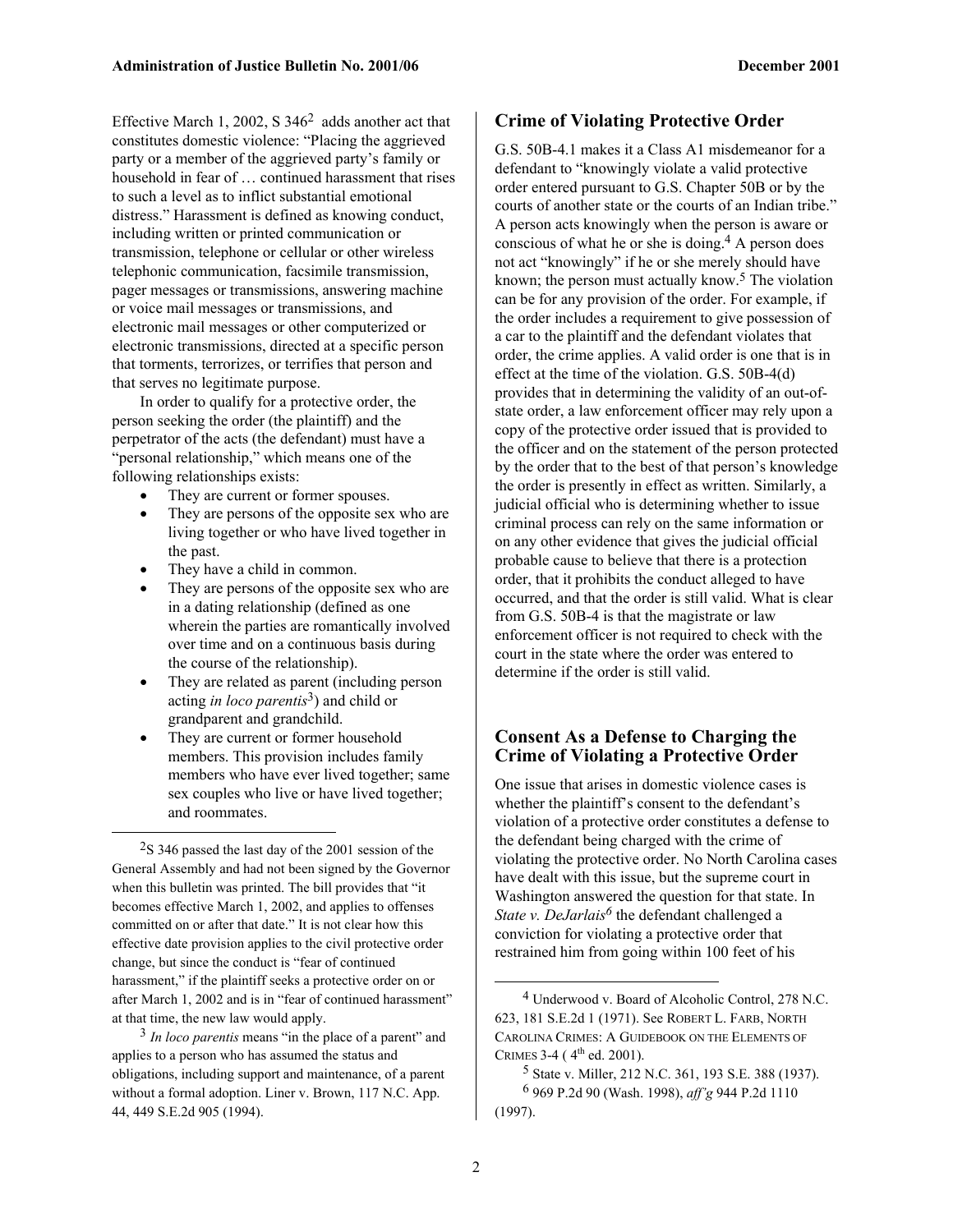Effective March 1, 2002, S 346[2] adds another act that constitutes domestic violence: "Placing the aggrieved party or a member of the aggrieved party's family or household in fear of … continued harassment that rises to such a level as to inflict substantial emotional distress." Harassment is defined as knowing conduct, including written or printed communication or transmission, telephone or cellular or other wireless telephonic communication, facsimile transmission, pager messages or transmissions, answering machine or voice mail messages or transmissions, and electronic mail messages or other computerized or electronic transmissions, directed at a specific person that torments, terrorizes, or terrifies that person and that serves no legitimate purpose.

In order to qualify for a protective order, the person seeking the order (the plaintiff) and the perpetrator of the acts (the defendant) must have a "personal relationship," which means one of the following relationships exists:

- They are current or former spouses.
- They are persons of the opposite sex who are living together or who have lived together in the past.
- They have a child in common.
- They are persons of the opposite sex who are in a dating relationship (defined as one wherein the parties are romantically involved over time and on a continuous basis during the course of the relationship).
- They are related as parent (including person acting *in loco parentis*[3]) and child or grandparent and grandchild.
- They are current or former household members. This provision includes family members who have ever lived together; same sex couples who live or have lived together; and roommates.

## Crime of Violating Protective Order

G.S. 50B-4.1 makes it a Class A1 misdemeanor for a defendant to "knowingly violate a valid protective order entered pursuant to G.S. Chapter 50B or by the courts of another state or the courts of an Indian tribe." A person acts knowingly when the person is aware or conscious of what he or she is doing.[4] A person does not act "knowingly" if he or she merely should have known; the person must actually know.[5] The violation can be for any provision of the order. For example, if the order includes a requirement to give possession of a car to the plaintiff and the defendant violates that order, the crime applies. A valid order is one that is in effect at the time of the violation. G.S. 50B-4(d) provides that in determining the validity of an out-of-state order, a law enforcement officer may rely upon a copy of the protective order issued that is provided to the officer and on the statement of the person protected by the order that to the best of that person's knowledge the order is presently in effect as written. Similarly, a judicial official who is determining whether to issue criminal process can rely on the same information or on any other evidence that gives the judicial official probable cause to believe that there is a protection order, that it prohibits the conduct alleged to have occurred, and that the order is still valid. What is clear from G.S. 50B-4 is that the magistrate or law enforcement officer is not required to check with the court in the state where the order was entered to determine if the order is still valid.

## Consent As a Defense to Charging the Crime of Violating a Protective Order

One issue that arises in domestic violence cases is whether the plaintiff's consent to the defendant's violation of a protective order constitutes a defense to the defendant being charged with the crime of violating the protective order. No North Carolina cases have dealt with this issue, but the supreme court in Washington answered the question for that state. In *State v. DeJarlais*[6] the defendant challenged a conviction for violating a protective order that restrained him from going within 100 feet of his

---

[2] S 346 passed the last day of the 2001 session of the General Assembly and had not been signed by the Governor when this bulletin was printed. The bill provides that "it becomes effective March 1, 2002, and applies to offenses committed on or after that date." It is not clear how this effective date provision applies to the civil protective order change, but since the conduct is "fear of continued harassment," if the plaintiff seeks a protective order on or after March 1, 2002 and is in "fear of continued harassment" at that time, the new law would apply.

[3] *In loco parentis* means "in the place of a parent" and applies to a person who has assumed the status and obligations, including support and maintenance, of a parent without a formal adoption. Liner v. Brown, 117 N.C. App. 44, 449 S.E.2d 905 (1994).

[4] Underwood v. Board of Alcoholic Control, 278 N.C. 623, 181 S.E.2d 1 (1971). See ROBERT L. FARB, NORTH CAROLINA CRIMES: A GUIDEBOOK ON THE ELEMENTS OF CRIMES 3-4 (4th ed. 2001).

[5] State v. Miller, 212 N.C. 361, 193 S.E. 388 (1937).

[6] 969 P.2d 90 (Wash. 1998), *aff'g* 944 P.2d 1110 (1997).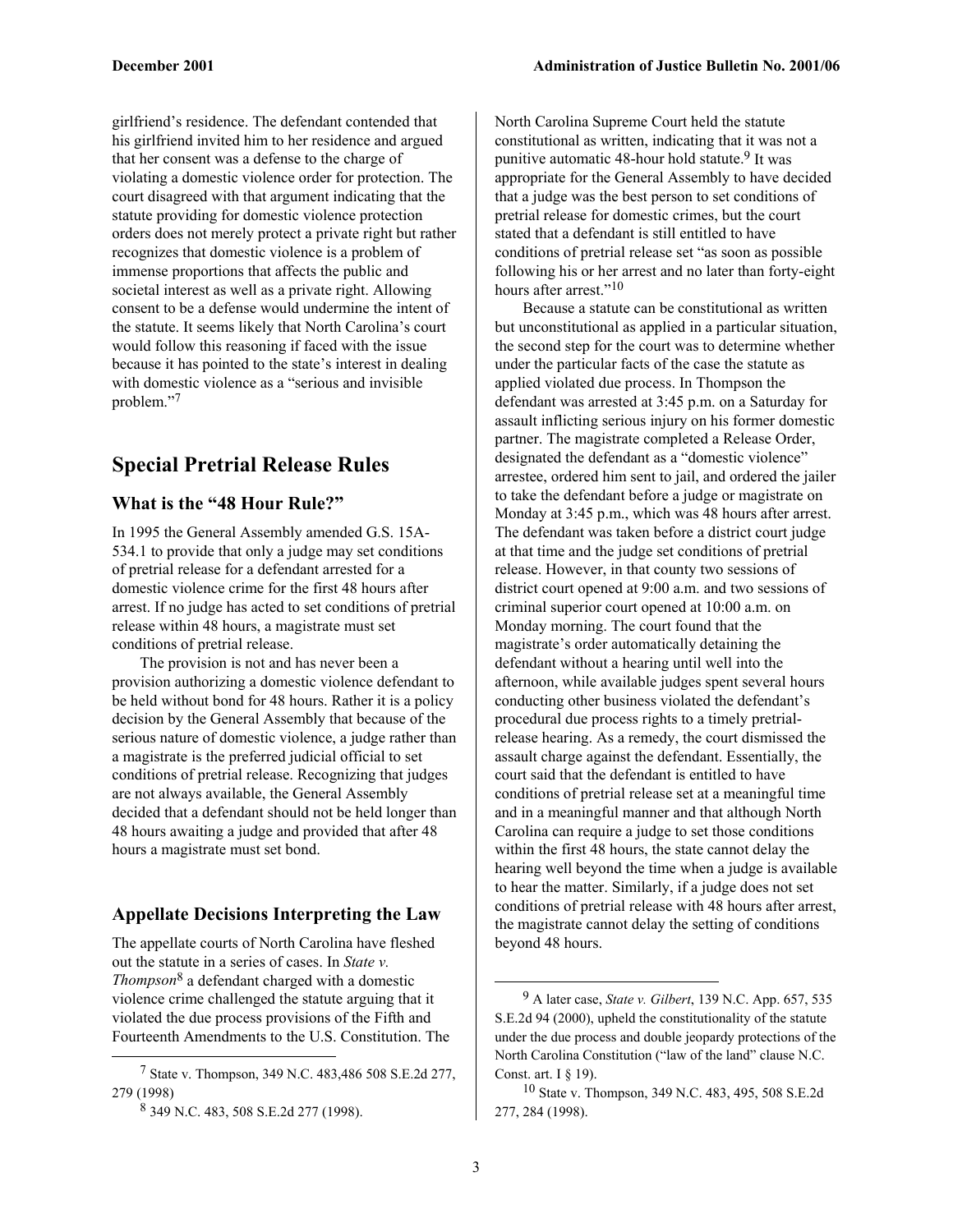girlfriend's residence. The defendant contended that his girlfriend invited him to her residence and argued that her consent was a defense to the charge of violating a domestic violence order for protection. The court disagreed with that argument indicating that the statute providing for domestic violence protection orders does not merely protect a private right but rather recognizes that domestic violence is a problem of immense proportions that affects the public and societal interest as well as a private right. Allowing consent to be a defense would undermine the intent of the statute. It seems likely that North Carolina's court would follow this reasoning if faced with the issue because it has pointed to the state's interest in dealing with domestic violence as a "serious and invisible problem."[7]

## Special Pretrial Release Rules

### What is the "48 Hour Rule?"

In 1995 the General Assembly amended G.S. 15A-534.1 to provide that only a judge may set conditions of pretrial release for a defendant arrested for a domestic violence crime for the first 48 hours after arrest. If no judge has acted to set conditions of pretrial release within 48 hours, a magistrate must set conditions of pretrial release.

The provision is not and has never been a provision authorizing a domestic violence defendant to be held without bond for 48 hours. Rather it is a policy decision by the General Assembly that because of the serious nature of domestic violence, a judge rather than a magistrate is the preferred judicial official to set conditions of pretrial release. Recognizing that judges are not always available, the General Assembly decided that a defendant should not be held longer than 48 hours awaiting a judge and provided that after 48 hours a magistrate must set bond.

### Appellate Decisions Interpreting the Law

The appellate courts of North Carolina have fleshed out the statute in a series of cases. In *State v. Thompson*[8] a defendant charged with a domestic violence crime challenged the statute arguing that it violated the due process provisions of the Fifth and Fourteenth Amendments to the U.S. Constitution. The North Carolina Supreme Court held the statute constitutional as written, indicating that it was not a punitive automatic 48-hour hold statute.[9] It was appropriate for the General Assembly to have decided that a judge was the best person to set conditions of pretrial release for domestic crimes, but the court stated that a defendant is still entitled to have conditions of pretrial release set "as soon as possible following his or her arrest and no later than forty-eight hours after arrest."[10]

Because a statute can be constitutional as written but unconstitutional as applied in a particular situation, the second step for the court was to determine whether under the particular facts of the case the statute as applied violated due process. In Thompson the defendant was arrested at 3:45 p.m. on a Saturday for assault inflicting serious injury on his former domestic partner. The magistrate completed a Release Order, designated the defendant as a "domestic violence" arrestee, ordered him sent to jail, and ordered the jailer to take the defendant before a judge or magistrate on Monday at 3:45 p.m., which was 48 hours after arrest. The defendant was taken before a district court judge at that time and the judge set conditions of pretrial release. However, in that county two sessions of district court opened at 9:00 a.m. and two sessions of criminal superior court opened at 10:00 a.m. on Monday morning. The court found that the magistrate's order automatically detaining the defendant without a hearing until well into the afternoon, while available judges spent several hours conducting other business violated the defendant's procedural due process rights to a timely pretrial-release hearing. As a remedy, the court dismissed the assault charge against the defendant. Essentially, the court said that the defendant is entitled to have conditions of pretrial release set at a meaningful time and in a meaningful manner and that although North Carolina can require a judge to set those conditions within the first 48 hours, the state cannot delay the hearing well beyond the time when a judge is available to hear the matter. Similarly, if a judge does not set conditions of pretrial release with 48 hours after arrest, the magistrate cannot delay the setting of conditions beyond 48 hours.

---

[7] State v. Thompson, 349 N.C. 483,486 508 S.E.2d 277, 279 (1998)

[8] 349 N.C. 483, 508 S.E.2d 277 (1998).

[9] A later case, *State v. Gilbert*, 139 N.C. App. 657, 535 S.E.2d 94 (2000), upheld the constitutionality of the statute under the due process and double jeopardy protections of the North Carolina Constitution ("law of the land" clause N.C. Const. art. I § 19).

[10] State v. Thompson, 349 N.C. 483, 495, 508 S.E.2d 277, 284 (1998).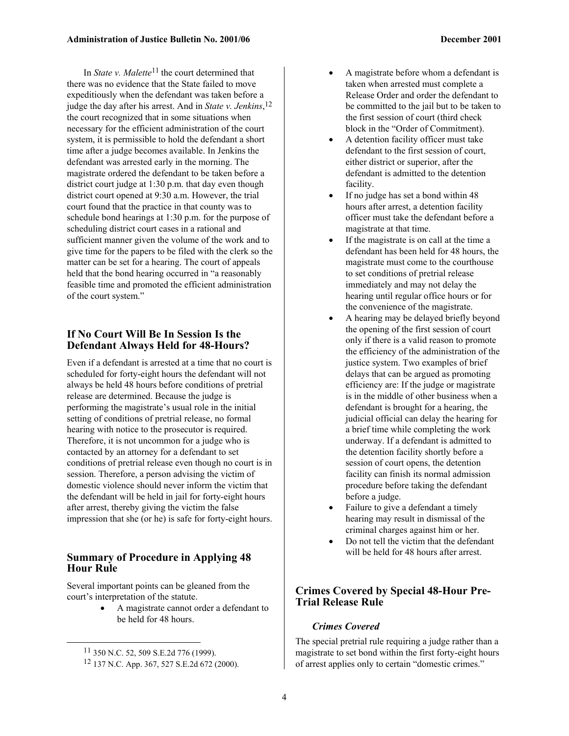In *State v. Malette*[11] the court determined that there was no evidence that the State failed to move expeditiously when the defendant was taken before a judge the day after his arrest. And in *State v. Jenkins*,[12] the court recognized that in some situations when necessary for the efficient administration of the court system, it is permissible to hold the defendant a short time after a judge becomes available. In Jenkins the defendant was arrested early in the morning. The magistrate ordered the defendant to be taken before a district court judge at 1:30 p.m. that day even though district court opened at 9:30 a.m. However, the trial court found that the practice in that county was to schedule bond hearings at 1:30 p.m. for the purpose of scheduling district court cases in a rational and sufficient manner given the volume of the work and to give time for the papers to be filed with the clerk so the matter can be set for a hearing. The court of appeals held that the bond hearing occurred in "a reasonably feasible time and promoted the efficient administration of the court system."

## If No Court Will Be In Session Is the Defendant Always Held for 48-Hours?

Even if a defendant is arrested at a time that no court is scheduled for forty-eight hours the defendant will not always be held 48 hours before conditions of pretrial release are determined. Because the judge is performing the magistrate's usual role in the initial setting of conditions of pretrial release, no formal hearing with notice to the prosecutor is required. Therefore, it is not uncommon for a judge who is contacted by an attorney for a defendant to set conditions of pretrial release even though no court is in session. Therefore, a person advising the victim of domestic violence should never inform the victim that the defendant will be held in jail for forty-eight hours after arrest, thereby giving the victim the false impression that she (or he) is safe for forty-eight hours.

## Summary of Procedure in Applying 48 Hour Rule

Several important points can be gleaned from the court's interpretation of the statute.

- A magistrate cannot order a defendant to be held for 48 hours.
- A magistrate before whom a defendant is taken when arrested must complete a Release Order and order the defendant to be committed to the jail but to be taken to the first session of court (third check block in the "Order of Commitment).
- A detention facility officer must take defendant to the first session of court, either district or superior, after the defendant is admitted to the detention facility.
- If no judge has set a bond within 48 hours after arrest, a detention facility officer must take the defendant before a magistrate at that time.
- If the magistrate is on call at the time a defendant has been held for 48 hours, the magistrate must come to the courthouse to set conditions of pretrial release immediately and may not delay the hearing until regular office hours or for the convenience of the magistrate.
- A hearing may be delayed briefly beyond the opening of the first session of court only if there is a valid reason to promote the efficiency of the administration of the justice system. Two examples of brief delays that can be argued as promoting efficiency are: If the judge or magistrate is in the middle of other business when a defendant is brought for a hearing, the judicial official can delay the hearing for a brief time while completing the work underway. If a defendant is admitted to the detention facility shortly before a session of court opens, the detention facility can finish its normal admission procedure before taking the defendant before a judge.
- Failure to give a defendant a timely hearing may result in dismissal of the criminal charges against him or her.
- Do not tell the victim that the defendant will be held for 48 hours after arrest.

## Crimes Covered by Special 48-Hour Pre-Trial Release Rule

### *Crimes Covered*

The special pretrial rule requiring a judge rather than a magistrate to set bond within the first forty-eight hours of arrest applies only to certain "domestic crimes."

---

[11] 350 N.C. 52, 509 S.E.2d 776 (1999).

[12] 137 N.C. App. 367, 527 S.E.2d 672 (2000).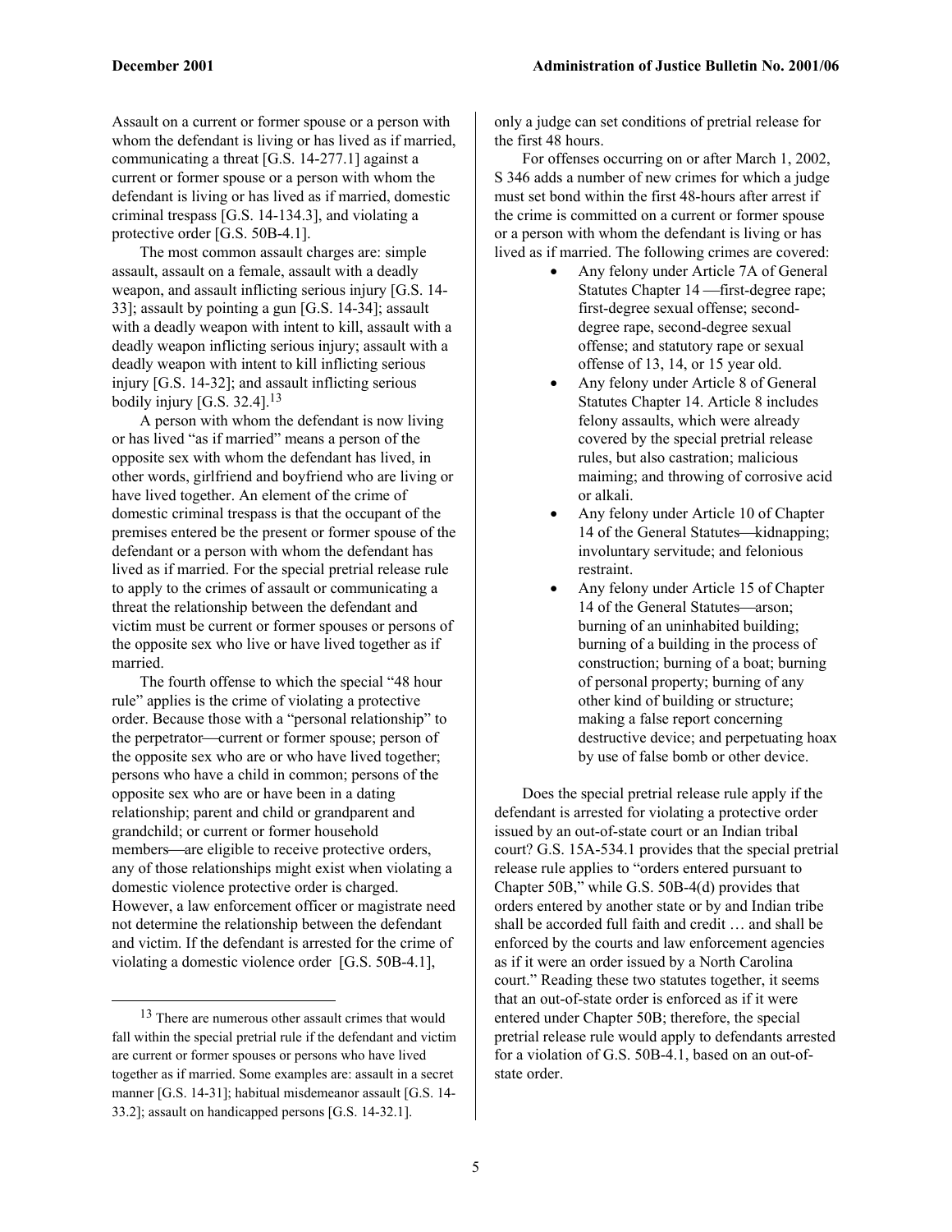Assault on a current or former spouse or a person with whom the defendant is living or has lived as if married, communicating a threat [G.S. 14-277.1] against a current or former spouse or a person with whom the defendant is living or has lived as if married, domestic criminal trespass [G.S. 14-134.3], and violating a protective order [G.S. 50B-4.1].

The most common assault charges are: simple assault, assault on a female, assault with a deadly weapon, and assault inflicting serious injury [G.S. 14-33]; assault by pointing a gun [G.S. 14-34]; assault with a deadly weapon with intent to kill, assault with a deadly weapon inflicting serious injury; assault with a deadly weapon with intent to kill inflicting serious injury [G.S. 14-32]; and assault inflicting serious bodily injury [G.S. 32.4].[13]

A person with whom the defendant is now living or has lived "as if married" means a person of the opposite sex with whom the defendant has lived, in other words, girlfriend and boyfriend who are living or have lived together. An element of the crime of domestic criminal trespass is that the occupant of the premises entered be the present or former spouse of the defendant or a person with whom the defendant has lived as if married. For the special pretrial release rule to apply to the crimes of assault or communicating a threat the relationship between the defendant and victim must be current or former spouses or persons of the opposite sex who live or have lived together as if married.

The fourth offense to which the special "48 hour rule" applies is the crime of violating a protective order. Because those with a "personal relationship" to the perpetrator—current or former spouse; person of the opposite sex who are or who have lived together; persons who have a child in common; persons of the opposite sex who are or have been in a dating relationship; parent and child or grandparent and grandchild; or current or former household members—are eligible to receive protective orders, any of those relationships might exist when violating a domestic violence protective order is charged. However, a law enforcement officer or magistrate need not determine the relationship between the defendant and victim. If the defendant is arrested for the crime of violating a domestic violence order [G.S. 50B-4.1], only a judge can set conditions of pretrial release for the first 48 hours.

For offenses occurring on or after March 1, 2002, S 346 adds a number of new crimes for which a judge must set bond within the first 48-hours after arrest if the crime is committed on a current or former spouse or a person with whom the defendant is living or has lived as if married. The following crimes are covered:

- Any felony under Article 7A of General Statutes Chapter 14 —first-degree rape; first-degree sexual offense; second-degree rape, second-degree sexual offense; and statutory rape or sexual offense of 13, 14, or 15 year old.
- Any felony under Article 8 of General Statutes Chapter 14. Article 8 includes felony assaults, which were already covered by the special pretrial release rules, but also castration; malicious maiming; and throwing of corrosive acid or alkali.
- Any felony under Article 10 of Chapter 14 of the General Statutes—kidnapping; involuntary servitude; and felonious restraint.
- Any felony under Article 15 of Chapter 14 of the General Statutes—arson; burning of an uninhabited building; burning of a building in the process of construction; burning of a boat; burning of personal property; burning of any other kind of building or structure; making a false report concerning destructive device; and perpetuating hoax by use of false bomb or other device.

Does the special pretrial release rule apply if the defendant is arrested for violating a protective order issued by an out-of-state court or an Indian tribal court? G.S. 15A-534.1 provides that the special pretrial release rule applies to "orders entered pursuant to Chapter 50B," while G.S. 50B-4(d) provides that orders entered by another state or by and Indian tribe shall be accorded full faith and credit … and shall be enforced by the courts and law enforcement agencies as if it were an order issued by a North Carolina court." Reading these two statutes together, it seems that an out-of-state order is enforced as if it were entered under Chapter 50B; therefore, the special pretrial release rule would apply to defendants arrested for a violation of G.S. 50B-4.1, based on an out-of-state order.

---

[13] There are numerous other assault crimes that would fall within the special pretrial rule if the defendant and victim are current or former spouses or persons who have lived together as if married. Some examples are: assault in a secret manner [G.S. 14-31]; habitual misdemeanor assault [G.S. 14-33.2]; assault on handicapped persons [G.S. 14-32.1].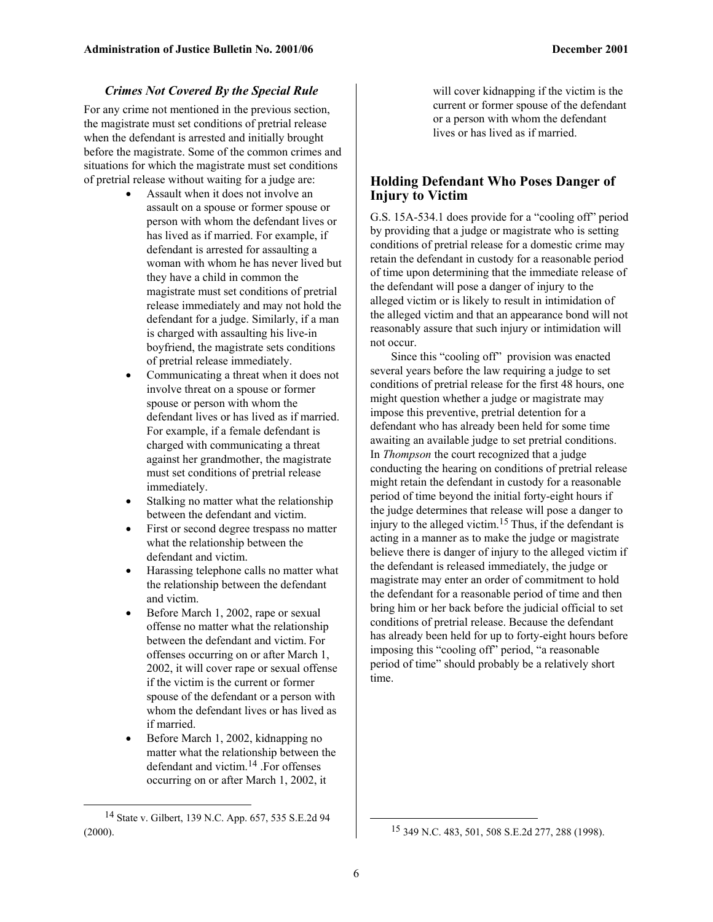### *Crimes Not Covered By the Special Rule*

For any crime not mentioned in the previous section, the magistrate must set conditions of pretrial release when the defendant is arrested and initially brought before the magistrate. Some of the common crimes and situations for which the magistrate must set conditions of pretrial release without waiting for a judge are:

- Assault when it does not involve an assault on a spouse or former spouse or person with whom the defendant lives or has lived as if married. For example, if defendant is arrested for assaulting a woman with whom he has never lived but they have a child in common the magistrate must set conditions of pretrial release immediately and may not hold the defendant for a judge. Similarly, if a man is charged with assaulting his live-in boyfriend, the magistrate sets conditions of pretrial release immediately.
- Communicating a threat when it does not involve threat on a spouse or former spouse or person with whom the defendant lives or has lived as if married. For example, if a female defendant is charged with communicating a threat against her grandmother, the magistrate must set conditions of pretrial release immediately.
- Stalking no matter what the relationship between the defendant and victim.
- First or second degree trespass no matter what the relationship between the defendant and victim.
- Harassing telephone calls no matter what the relationship between the defendant and the victim.
- Before March 1, 2002, rape or sexual offense no matter what the relationship between the defendant and victim. For offenses occurring on or after March 1, 2002, it will cover rape or sexual offense if the victim is the current or former spouse of the defendant or a person with whom the defendant lives or has lived as if married.
- Before March 1, 2002, kidnapping no matter what the relationship between the defendant and victim.[14] .For offenses occurring on or after March 1, 2002, it will cover kidnapping if the victim is the current or former spouse of the defendant or a person with whom the defendant lives or has lived as if married.

## Holding Defendant Who Poses Danger of Injury to Victim

G.S. 15A-534.1 does provide for a "cooling off" period by providing that a judge or magistrate who is setting conditions of pretrial release for a domestic crime may retain the defendant in custody for a reasonable period of time upon determining that the immediate release of the defendant will pose a danger of injury to the alleged victim or is likely to result in intimidation of the alleged victim and that an appearance bond will not reasonably assure that such injury or intimidation will not occur.

Since this "cooling off" provision was enacted several years before the law requiring a judge to set conditions of pretrial release for the first 48 hours, one might question whether a judge or magistrate may impose this preventive, pretrial detention for a defendant who has already been held for some time awaiting an available judge to set pretrial conditions. In *Thompson* the court recognized that a judge conducting the hearing on conditions of pretrial release might retain the defendant in custody for a reasonable period of time beyond the initial forty-eight hours if the judge determines that release will pose a danger to injury to the alleged victim.[15] Thus, if the defendant is acting in a manner as to make the judge or magistrate believe there is danger of injury to the alleged victim if the defendant is released immediately, the judge or magistrate may enter an order of commitment to hold the defendant for a reasonable period of time and then bring him or her back before the judicial official to set conditions of pretrial release. Because the defendant has already been held for up to forty-eight hours before imposing this "cooling off" period, "a reasonable period of time" should probably be a relatively short time.

---

[14] State v. Gilbert, 139 N.C. App. 657, 535 S.E.2d 94 (2000).

[15] 349 N.C. 483, 501, 508 S.E.2d 277, 288 (1998).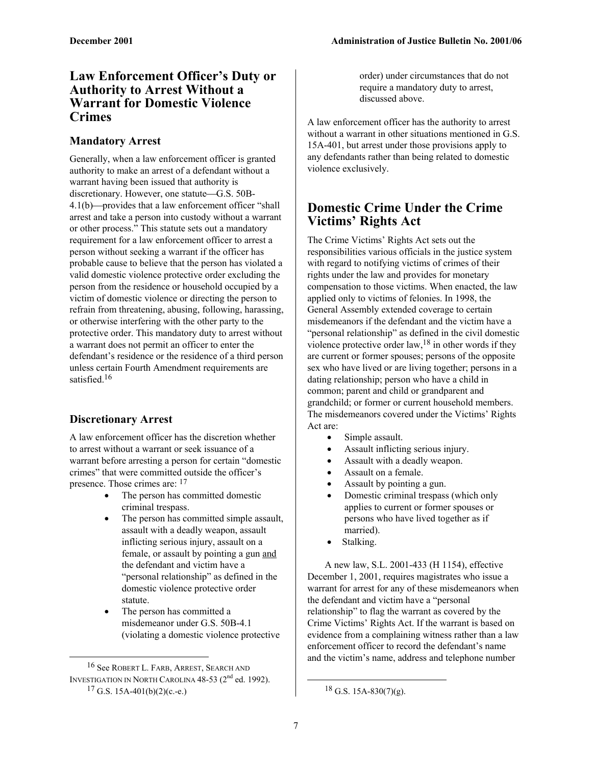## Law Enforcement Officer's Duty or Authority to Arrest Without a Warrant for Domestic Violence Crimes

### Mandatory Arrest

Generally, when a law enforcement officer is granted authority to make an arrest of a defendant without a warrant having been issued that authority is discretionary. However, one statute—G.S. 50B-4.1(b)—provides that a law enforcement officer "shall arrest and take a person into custody without a warrant or other process." This statute sets out a mandatory requirement for a law enforcement officer to arrest a person without seeking a warrant if the officer has probable cause to believe that the person has violated a valid domestic violence protective order excluding the person from the residence or household occupied by a victim of domestic violence or directing the person to refrain from threatening, abusing, following, harassing, or otherwise interfering with the other party to the protective order. This mandatory duty to arrest without a warrant does not permit an officer to enter the defendant's residence or the residence of a third person unless certain Fourth Amendment requirements are satisfied.[16]

### Discretionary Arrest

A law enforcement officer has the discretion whether to arrest without a warrant or seek issuance of a warrant before arresting a person for certain "domestic crimes" that were committed outside the officer's presence. Those crimes are: [17]

- The person has committed domestic criminal trespass.
- The person has committed simple assault, assault with a deadly weapon, assault inflicting serious injury, assault on a female, or assault by pointing a gun <u>and</u> the defendant and victim have a "personal relationship" as defined in the domestic violence protective order statute.
- The person has committed a misdemeanor under G.S. 50B-4.1 (violating a domestic violence protective order) under circumstances that do not require a mandatory duty to arrest, discussed above.

A law enforcement officer has the authority to arrest without a warrant in other situations mentioned in G.S. 15A-401, but arrest under those provisions apply to any defendants rather than being related to domestic violence exclusively.

## Domestic Crime Under the Crime Victims' Rights Act

The Crime Victims' Rights Act sets out the responsibilities various officials in the justice system with regard to notifying victims of crimes of their rights under the law and provides for monetary compensation to those victims. When enacted, the law applied only to victims of felonies. In 1998, the General Assembly extended coverage to certain misdemeanors if the defendant and the victim have a "personal relationship" as defined in the civil domestic violence protective order law,[18] in other words if they are current or former spouses; persons of the opposite sex who have lived or are living together; persons in a dating relationship; person who have a child in common; parent and child or grandparent and grandchild; or former or current household members. The misdemeanors covered under the Victims' Rights Act are:

- Simple assault.
- Assault inflicting serious injury.
- Assault with a deadly weapon.
- Assault on a female.
- Assault by pointing a gun.
- Domestic criminal trespass (which only applies to current or former spouses or persons who have lived together as if married).
- Stalking.

A new law, S.L. 2001-433 (H 1154), effective December 1, 2001, requires magistrates who issue a warrant for arrest for any of these misdemeanors when the defendant and victim have a "personal relationship" to flag the warrant as covered by the Crime Victims' Rights Act. If the warrant is based on evidence from a complaining witness rather than a law enforcement officer to record the defendant's name and the victim's name, address and telephone number

---

[16] See Robert L. Farb, Arrest, Search and Investigation in North Carolina 48-53 (2nd ed. 1992).

[17] G.S. 15A-401(b)(2)(c.-e.)

[18] G.S. 15A-830(7)(g).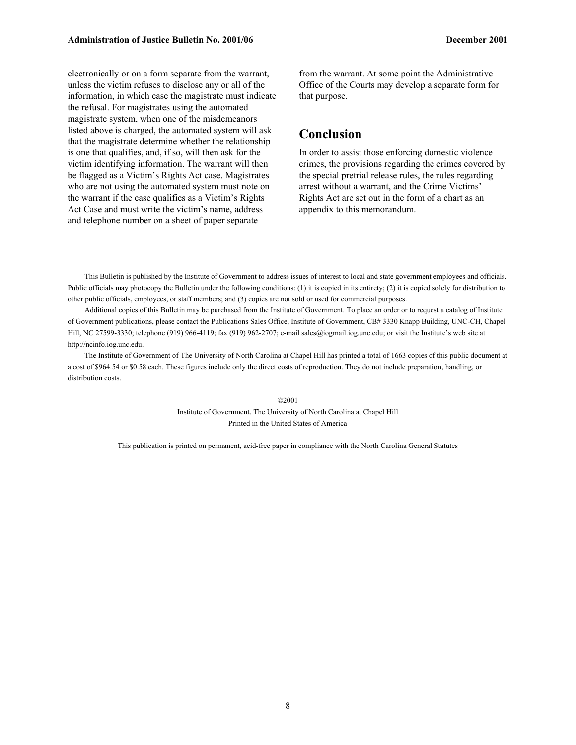electronically or on a form separate from the warrant, unless the victim refuses to disclose any or all of the information, in which case the magistrate must indicate the refusal. For magistrates using the automated magistrate system, when one of the misdemeanors listed above is charged, the automated system will ask that the magistrate determine whether the relationship is one that qualifies, and, if so, will then ask for the victim identifying information. The warrant will then be flagged as a Victim's Rights Act case. Magistrates who are not using the automated system must note on the warrant if the case qualifies as a Victim's Rights Act Case and must write the victim's name, address and telephone number on a sheet of paper separate from the warrant. At some point the Administrative Office of the Courts may develop a separate form for that purpose.

## Conclusion

In order to assist those enforcing domestic violence crimes, the provisions regarding the crimes covered by the special pretrial release rules, the rules regarding arrest without a warrant, and the Crime Victims' Rights Act are set out in the form of a chart as an appendix to this memorandum.

This Bulletin is published by the Institute of Government to address issues of interest to local and state government employees and officials. Public officials may photocopy the Bulletin under the following conditions: (1) it is copied in its entirety; (2) it is copied solely for distribution to other public officials, employees, or staff members; and (3) copies are not sold or used for commercial purposes.

Additional copies of this Bulletin may be purchased from the Institute of Government. To place an order or to request a catalog of Institute of Government publications, please contact the Publications Sales Office, Institute of Government, CB# 3330 Knapp Building, UNC-CH, Chapel Hill, NC 27599-3330; telephone (919) 966-4119; fax (919) 962-2707; e-mail sales@iogmail.iog.unc.edu; or visit the Institute's web site at http://ncinfo.iog.unc.edu.

The Institute of Government of The University of North Carolina at Chapel Hill has printed a total of 1663 copies of this public document at a cost of $964.54 or $0.58 each. These figures include only the direct costs of reproduction. They do not include preparation, handling, or distribution costs.

©2001

Institute of Government. The University of North Carolina at Chapel Hill

Printed in the United States of America

This publication is printed on permanent, acid-free paper in compliance with the North Carolina General Statutes